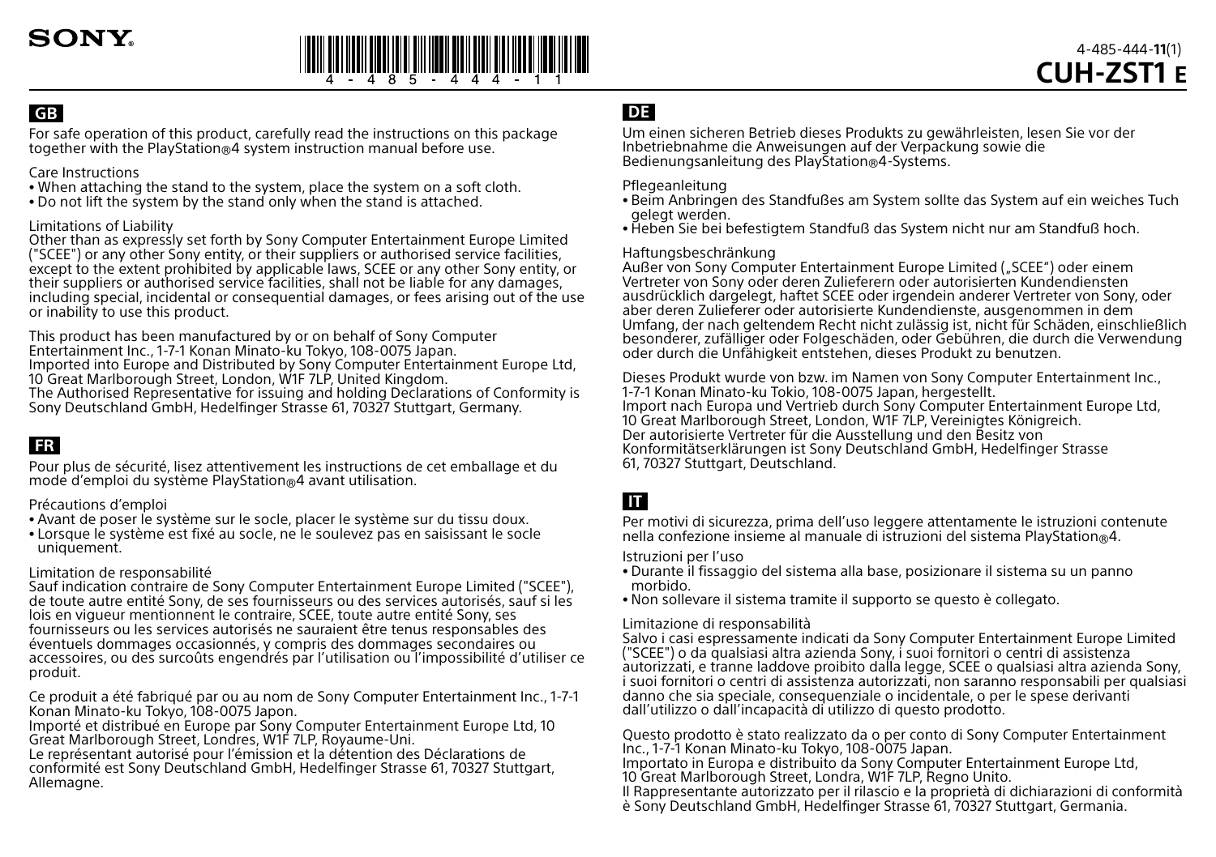SONY

4-485-444-**11**(1)

**CUH-ZST1 E**

## GB

For safe operation of this product, carefully read the instructions on this package together with the PlayStation®4 system instruction manual before use.

Care Instructions
- When attaching the stand to the system, place the system on a soft cloth.
- Do not lift the system by the stand only when the stand is attached.

Limitations of Liability
Other than as expressly set forth by Sony Computer Entertainment Europe Limited ("SCEE") or any other Sony entity, or their suppliers or authorised service facilities, except to the extent prohibited by applicable laws, SCEE or any other Sony entity, or their suppliers or authorised service facilities, shall not be liable for any damages, including special, incidental or consequential damages, or fees arising out of the use or inability to use this product.

This product has been manufactured by or on behalf of Sony Computer Entertainment Inc., 1-7-1 Konan Minato-ku Tokyo, 108-0075 Japan.
Imported into Europe and Distributed by Sony Computer Entertainment Europe Ltd, 10 Great Marlborough Street, London, W1F 7LP, United Kingdom.
The Authorised Representative for issuing and holding Declarations of Conformity is Sony Deutschland GmbH, Hedelfinger Strasse 61, 70327 Stuttgart, Germany.

## FR

Pour plus de sécurité, lisez attentivement les instructions de cet emballage et du mode d'emploi du système PlayStation®4 avant utilisation.

Précautions d'emploi
- Avant de poser le système sur le socle, placer le système sur du tissu doux.
- Lorsque le système est fixé au socle, ne le soulevez pas en saisissant le socle uniquement.

Limitation de responsabilité
Sauf indication contraire de Sony Computer Entertainment Europe Limited ("SCEE"), de toute autre entité Sony, de ses fournisseurs ou des services autorisés, sauf si les lois en vigueur mentionnent le contraire, SCEE, toute autre entité Sony, ses fournisseurs ou les services autorisés ne sauraient être tenus responsables des éventuels dommages occasionnés, y compris des dommages secondaires ou accessoires, ou des surcoûts engendrés par l'utilisation ou l'impossibilité d'utiliser ce produit.

Ce produit a été fabriqué par ou au nom de Sony Computer Entertainment Inc., 1-7-1 Konan Minato-ku Tokyo, 108-0075 Japon.
Importé et distribué en Europe par Sony Computer Entertainment Europe Ltd, 10 Great Marlborough Street, Londres, W1F 7LP, Royaume-Uni.
Le représentant autorisé pour l'émission et la détention des Déclarations de conformité est Sony Deutschland GmbH, Hedelfinger Strasse 61, 70327 Stuttgart, Allemagne.

## DE

Um einen sicheren Betrieb dieses Produkts zu gewährleisten, lesen Sie vor der Inbetriebnahme die Anweisungen auf der Verpackung sowie die Bedienungsanleitung des PlayStation®4-Systems.

Pflegeanleitung
- Beim Anbringen des Standfußes am System sollte das System auf ein weiches Tuch gelegt werden.
- Heben Sie bei befestigtem Standfuß das System nicht nur am Standfuß hoch.

Haftungsbeschränkung
Außer von Sony Computer Entertainment Europe Limited („SCEE") oder einem Vertreter von Sony oder deren Zulieferern oder autorisierten Kundendiensten ausdrücklich dargelegt, haftet SCEE oder irgendein anderer Vertreter von Sony, oder aber deren Zulieferer oder autorisierte Kundendienste, ausgenommen in dem Umfang, der nach geltendem Recht nicht zulässig ist, nicht für Schäden, einschließlich besonderer, zufälliger oder Folgeschäden, oder Gebühren, die durch die Verwendung oder durch die Unfähigkeit entstehen, dieses Produkt zu benutzen.

Dieses Produkt wurde von bzw. im Namen von Sony Computer Entertainment Inc., 1-7-1 Konan Minato-ku Tokio, 108-0075 Japan, hergestellt.
Import nach Europa und Vertrieb durch Sony Computer Entertainment Europe Ltd, 10 Great Marlborough Street, London, W1F 7LP, Vereinigtes Königreich.
Der autorisierte Vertreter für die Ausstellung und den Besitz von Konformitätserklärungen ist Sony Deutschland GmbH, Hedelfinger Strasse 61, 70327 Stuttgart, Deutschland.

## IT

Per motivi di sicurezza, prima dell'uso leggere attentamente le istruzioni contenute nella confezione insieme al manuale di istruzioni del sistema PlayStation®4.

Istruzioni per l'uso
- Durante il fissaggio del sistema alla base, posizionare il sistema su un panno morbido.
- Non sollevare il sistema tramite il supporto se questo è collegato.

Limitazione di responsabilità
Salvo i casi espressamente indicati da Sony Computer Entertainment Europe Limited ("SCEE") o da qualsiasi altra azienda Sony, i suoi fornitori o centri di assistenza autorizzati, e tranne laddove proibito dalla legge, SCEE o qualsiasi altra azienda Sony, i suoi fornitori o centri di assistenza autorizzati, non saranno responsabili per qualsiasi danno che sia speciale, consequenziale o incidentale, o per le spese derivanti dall'utilizzo o dall'incapacità di utilizzo di questo prodotto.

Questo prodotto è stato realizzato da o per conto di Sony Computer Entertainment Inc., 1-7-1 Konan Minato-ku Tokyo, 108-0075 Japan.
Importato in Europa e distribuito da Sony Computer Entertainment Europe Ltd, 10 Great Marlborough Street, Londra, W1F 7LP, Regno Unito.
Il Rappresentante autorizzato per il rilascio e la proprietà di dichiarazioni di conformità è Sony Deutschland GmbH, Hedelfinger Strasse 61, 70327 Stuttgart, Germania.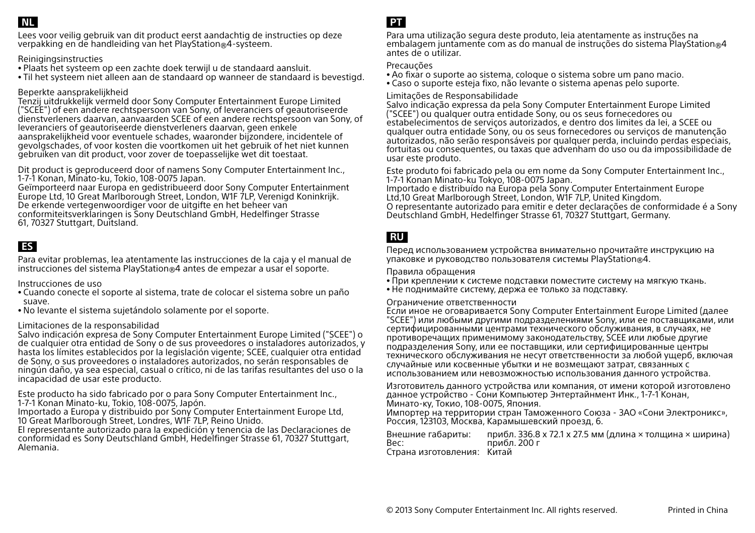## NL

Lees voor veilig gebruik van dit product eerst aandachtig de instructies op deze verpakking en de handleiding van het PlayStation®4-systeem.

Reinigingsinstructies

- Plaats het systeem op een zachte doek terwijl u de standaard aansluit.
- Til het systeem niet alleen aan de standaard op wanneer de standaard is bevestigd.

Beperkte aansprakelijkheid

Tenzij uitdrukkelijk vermeld door Sony Computer Entertainment Europe Limited ("SCEE") of een andere rechtspersoon van Sony, of leveranciers of geautoriseerde dienstverleners daarvan, aanvaarden SCEE of een andere rechtspersoon van Sony, of leveranciers of geautoriseerde dienstverleners daarvan, geen enkele aansprakelijkheid voor eventuele schades, waaronder bijzondere, incidentele of gevolgschades, of voor kosten die voortkomen uit het gebruik of het niet kunnen gebruiken van dit product, voor zover de toepasselijke wet dit toestaat.

Dit product is geproduceerd door of namens Sony Computer Entertainment Inc., 1-7-1 Konan, Minato-ku, Tokio, 108-0075 Japan.
Geïmporteerd naar Europa en gedistribueerd door Sony Computer Entertainment Europe Ltd, 10 Great Marlborough Street, London, W1F 7LP, Verenigd Koninkrijk.
De erkende vertegenwoordiger voor de uitgifte en het beheer van conformiteitsverklaringen is Sony Deutschland GmbH, Hedelfinger Strasse 61, 70327 Stuttgart, Duitsland.

## ES

Para evitar problemas, lea atentamente las instrucciones de la caja y el manual de instrucciones del sistema PlayStation®4 antes de empezar a usar el soporte.

Instrucciones de uso

- Cuando conecte el soporte al sistema, trate de colocar el sistema sobre un paño suave.
- No levante el sistema sujetándolo solamente por el soporte.

Limitaciones de la responsabilidad

Salvo indicación expresa de Sony Computer Entertainment Europe Limited ("SCEE") o de cualquier otra entidad de Sony o de sus proveedores o instaladores autorizados, y hasta los límites establecidos por la legislación vigente; SCEE, cualquier otra entidad de Sony, o sus proveedores o instaladores autorizados, no serán responsables de ningún daño, ya sea especial, casual o crítico, ni de las tarifas resultantes del uso o la incapacidad de usar este producto.

Este producto ha sido fabricado por o para Sony Computer Entertainment Inc., 1-7-1 Konan Minato-ku, Tokio, 108-0075, Japón.
Importado a Europa y distribuido por Sony Computer Entertainment Europe Ltd, 10 Great Marlborough Street, Londres, W1F 7LP, Reino Unido.
El representante autorizado para la expedición y tenencia de las Declaraciones de conformidad es Sony Deutschland GmbH, Hedelfinger Strasse 61, 70327 Stuttgart, Alemania.

## PT

Para uma utilização segura deste produto, leia atentamente as instruções na embalagem juntamente com as do manual de instruções do sistema PlayStation®4 antes de o utilizar.

Precauções

- Ao fixar o suporte ao sistema, coloque o sistema sobre um pano macio.
- Caso o suporte esteja fixo, não levante o sistema apenas pelo suporte.

Limitações de Responsabilidade

Salvo indicação expressa da pela Sony Computer Entertainment Europe Limited ("SCEE") ou qualquer outra entidade Sony, ou os seus fornecedores ou estabelecimentos de serviços autorizados, e dentro dos limites da lei, a SCEE ou qualquer outra entidade Sony, ou os seus fornecedores ou serviços de manutenção autorizados, não serão responsáveis por qualquer perda, incluindo perdas especiais, fortuitas ou consequentes, ou taxas que advenham do uso ou da impossibilidade de usar este produto.

Este produto foi fabricado pela ou em nome da Sony Computer Entertainment Inc., 1-7-1 Konan Minato-ku Tokyo, 108-0075 Japan.
Importado e distribuído na Europa pela Sony Computer Entertainment Europe Ltd,10 Great Marlborough Street, London, W1F 7LP, United Kingdom.
O representante autorizado para emitir e deter declarações de conformidade é a Sony Deutschland GmbH, Hedelfinger Strasse 61, 70327 Stuttgart, Germany.

## RU

Перед использованием устройства внимательно прочитайте инструкцию на упаковке и руководство пользователя системы PlayStation®4.

Правила обращения

- При креплении к системе подставки поместите систему на мягкую ткань.
- Не поднимайте систему, держа ее только за подставку.

Ограничение ответственности

Если иное не оговаривается Sony Computer Entertainment Europe Limited (далее "SCEE") или любыми другими подразделениями Sony, или ее поставщиками, или сертифицированными центрами технического обслуживания, в случаях, не противоречащих применимому законодательству, SCEE или любые другие подразделения Sony, или ее поставщики, или сертифицированные центры технического обслуживания не несут ответственности за любой ущерб, включая случайные или косвенные убытки и не возмещают затрат, связанных с использованием или невозможностью использования данного устройства.

Изготовитель данного устройства или компания, от имени которой изготовлено данное устройство - Сони Компьютер Энтертайнмент Инк., 1-7-1 Конан, Минато-ку, Токио, 108-0075, Япония.
Импортер на территории стран Таможенного Союза - ЗАО «Сони Электроникс», Россия, 123103, Москва, Карамышевский проезд, 6.

| | |
|---|---|
| Внешние габариты: | прибл. 336.8 x 72.1 x 27.5 мм (длина × толщина × ширина) |
| Вес: | прибл. 200 г |
| Страна изготовления: | Китай |

© 2013 Sony Computer Entertainment Inc. All rights reserved. Printed in China